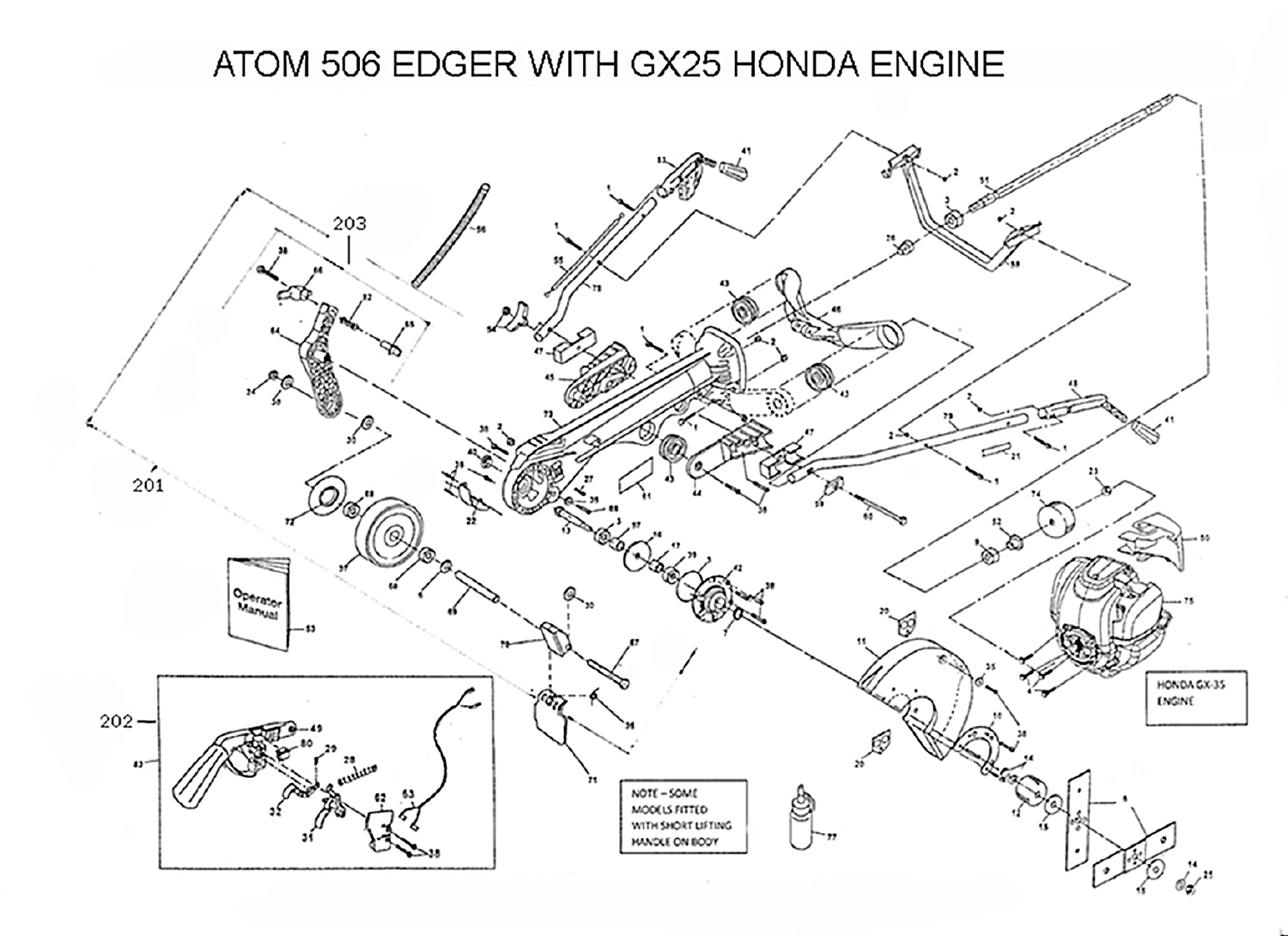# ATOM 506 EDGER WITH GX25 HONDA ENGINE

HONDA GX-35 ENGINE

NOTE – SOME MODELS FITTED WITH SHORT LIFTING HANDLE ON BODY

Operator Manual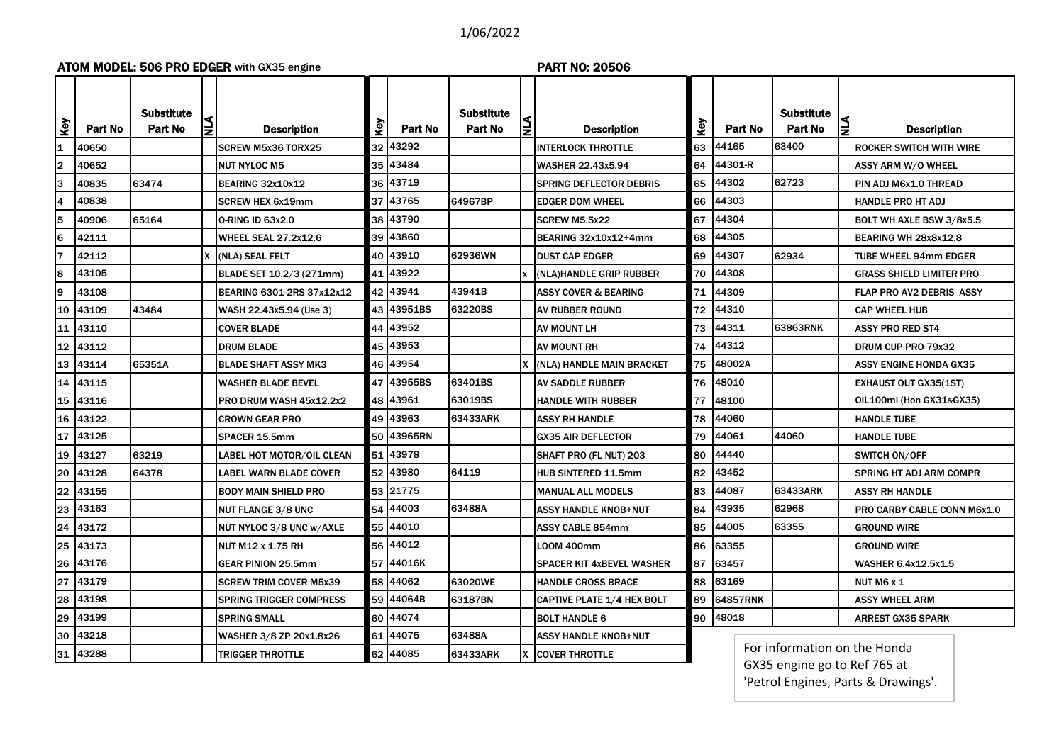1/06/2022

**ATOM MODEL: 506 PRO EDGER** with GX35 engine

**PART NO: 20506**

| Key | Part No | Substitute Part No | NLA | Description | Key | Part No | Substitute Part No | NLA | Description | Key | Part No | Substitute Part No | NLA | Description |
|---|---|---|---|---|---|---|---|---|---|---|---|---|---|---|
| 1 | 40650 | | | SCREW M5x36 TORX25 | 32 | 43292 | | | INTERLOCK THROTTLE | 63 | 44165 | 63400 | | ROCKER SWITCH WITH WIRE |
| 2 | 40652 | | | NUT NYLOC M5 | 35 | 43484 | | | WASHER 22.43x5.94 | 64 | 44301-R | | | ASSY ARM W/O WHEEL |
| 3 | 40835 | 63474 | | BEARING 32x10x12 | 36 | 43719 | | | SPRING DEFLECTOR DEBRIS | 65 | 44302 | 62723 | | PIN ADJ M6x1.0 THREAD |
| 4 | 40838 | | | SCREW HEX 6x19mm | 37 | 43765 | 64967BP | | EDGER DOM WHEEL | 66 | 44303 | | | HANDLE PRO HT ADJ |
| 5 | 40906 | 65164 | | O-RING ID 63x2.0 | 38 | 43790 | | | SCREW M5.5x22 | 67 | 44304 | | | BOLT WH AXLE BSW 3/8x5.5 |
| 6 | 42111 | | | WHEEL SEAL 27.2x12.6 | 39 | 43860 | | | BEARING 32x10x12+4mm | 68 | 44305 | | | BEARING WH 28x8x12.8 |
| 7 | 42112 | | X | (NLA) SEAL FELT | 40 | 43910 | 62936WN | | DUST CAP EDGER | 69 | 44307 | 62934 | | TUBE WHEEL 94mm EDGER |
| 8 | 43105 | | | BLADE SET 10.2/3 (271mm) | 41 | 43922 | | x | (NLA)HANDLE GRIP RUBBER | 70 | 44308 | | | GRASS SHIELD LIMITER PRO |
| 9 | 43108 | | | BEARING 6301-2RS 37x12x12 | 42 | 43941 | 43941B | | ASSY COVER & BEARING | 71 | 44309 | | | FLAP PRO AV2 DEBRIS ASSY |
| 10 | 43109 | 43484 | | WASH 22.43x5.94 (Use 3) | 43 | 43951BS | 63220BS | | AV RUBBER ROUND | 72 | 44310 | | | CAP WHEEL HUB |
| 11 | 43110 | | | COVER BLADE | 44 | 43952 | | | AV MOUNT LH | 73 | 44311 | 63863RNK | | ASSY PRO RED ST4 |
| 12 | 43112 | | | DRUM BLADE | 45 | 43953 | | | AV MOUNT RH | 74 | 44312 | | | DRUM CUP PRO 79x32 |
| 13 | 43114 | 65351A | | BLADE SHAFT ASSY MK3 | 46 | 43954 | | X | (NLA) HANDLE MAIN BRACKET | 75 | 48002A | | | ASSY ENGINE HONDA GX35 |
| 14 | 43115 | | | WASHER BLADE BEVEL | 47 | 43955BS | 63401BS | | AV SADDLE RUBBER | 76 | 48010 | | | EXHAUST OUT GX35(1ST) |
| 15 | 43116 | | | PRO DRUM WASH 45x12.2x2 | 48 | 43961 | 63019BS | | HANDLE WITH RUBBER | 77 | 48100 | | | OIL100ml (Hon GX31&GX35) |
| 16 | 43122 | | | CROWN GEAR PRO | 49 | 43963 | 63433ARK | | ASSY RH HANDLE | 78 | 44060 | | | HANDLE TUBE |
| 17 | 43125 | | | SPACER 15.5mm | 50 | 43965RN | | | GX35 AIR DEFLECTOR | 79 | 44061 | 44060 | | HANDLE TUBE |
| 19 | 43127 | 63219 | | LABEL HOT MOTOR/OIL CLEAN | 51 | 43978 | | | SHAFT PRO (FL NUT) 203 | 80 | 44440 | | | SWITCH ON/OFF |
| 20 | 43128 | 64378 | | LABEL WARN BLADE COVER | 52 | 43980 | 64119 | | HUB SINTERED 11.5mm | 82 | 43452 | | | SPRING HT ADJ ARM COMPR |
| 22 | 43155 | | | BODY MAIN SHIELD PRO | 53 | 21775 | | | MANUAL ALL MODELS | 83 | 44087 | 63433ARK | | ASSY RH HANDLE |
| 23 | 43163 | | | NUT FLANGE 3/8 UNC | 54 | 44003 | 63488A | | ASSY HANDLE KNOB+NUT | 84 | 43935 | 62968 | | PRO CARBY CABLE CONN M6x1.0 |
| 24 | 43172 | | | NUT NYLOC 3/8 UNC w/AXLE | 55 | 44010 | | | ASSY CABLE 854mm | 85 | 44005 | 63355 | | GROUND WIRE |
| 25 | 43173 | | | NUT M12 x 1.75 RH | 56 | 44012 | | | LOOM 400mm | 86 | 63355 | | | GROUND WIRE |
| 26 | 43176 | | | GEAR PINION 25.5mm | 57 | 44016K | | | SPACER KIT 4xBEVEL WASHER | 87 | 63457 | | | WASHER 6.4x12.5x1.5 |
| 27 | 43179 | | | SCREW TRIM COVER M5x39 | 58 | 44062 | 63020WE | | HANDLE CROSS BRACE | 88 | 63169 | | | NUT M6 x 1 |
| 28 | 43198 | | | SPRING TRIGGER COMPRESS | 59 | 44064B | 63187BN | | CAPTIVE PLATE 1/4 HEX BOLT | 89 | 64857RNK | | | ASSY WHEEL ARM |
| 29 | 43199 | | | SPRING SMALL | 60 | 44074 | | | BOLT HANDLE 6 | 90 | 48018 | | | ARREST GX35 SPARK |
| 30 | 43218 | | | WASHER 3/8 ZP 20x1.8x26 | 61 | 44075 | 63488A | | ASSY HANDLE KNOB+NUT | | | | | |
| 31 | 43288 | | | TRIGGER THROTTLE | 62 | 44085 | 63433ARK | X | COVER THROTTLE | | | | | |

For information on the Honda GX35 engine go to Ref 765 at 'Petrol Engines, Parts & Drawings'.